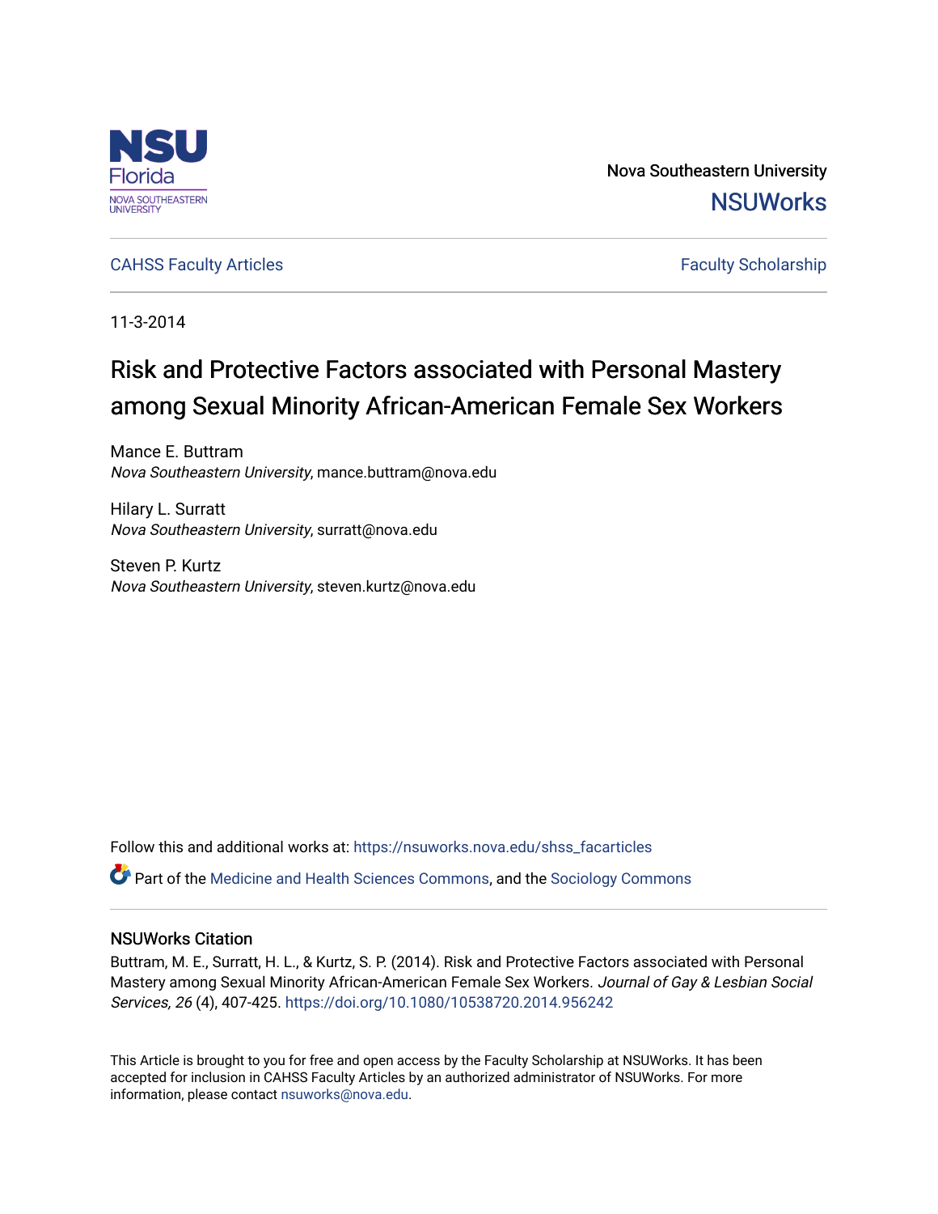Nova Southeastern University

NSUWorks

CAHSS Faculty Articles

Faculty Scholarship

11-3-2014

# Risk and Protective Factors associated with Personal Mastery among Sexual Minority African-American Female Sex Workers

Mance E. Buttram
*Nova Southeastern University*, mance.buttram@nova.edu

Hilary L. Surratt
*Nova Southeastern University*, surratt@nova.edu

Steven P. Kurtz
*Nova Southeastern University*, steven.kurtz@nova.edu

Follow this and additional works at: https://nsuworks.nova.edu/shss_facarticles

Part of the Medicine and Health Sciences Commons, and the Sociology Commons

## NSUWorks Citation

Buttram, M. E., Surratt, H. L., & Kurtz, S. P. (2014). Risk and Protective Factors associated with Personal Mastery among Sexual Minority African-American Female Sex Workers. *Journal of Gay & Lesbian Social Services, 26* (4), 407-425. https://doi.org/10.1080/10538720.2014.956242

This Article is brought to you for free and open access by the Faculty Scholarship at NSUWorks. It has been accepted for inclusion in CAHSS Faculty Articles by an authorized administrator of NSUWorks. For more information, please contact nsuworks@nova.edu.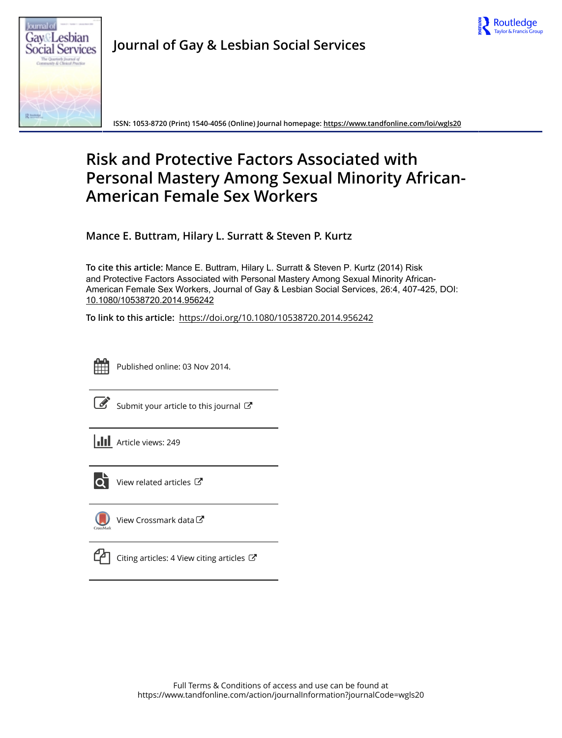Journal of Gay & Lesbian Social Services

ISSN: 1053-8720 (Print) 1540-4056 (Online) Journal homepage: https://www.tandfonline.com/loi/wgls20

# Risk and Protective Factors Associated with Personal Mastery Among Sexual Minority African-American Female Sex Workers

**Mance E. Buttram, Hilary L. Surratt & Steven P. Kurtz**

**To cite this article:** Mance E. Buttram, Hilary L. Surratt & Steven P. Kurtz (2014) Risk and Protective Factors Associated with Personal Mastery Among Sexual Minority African-American Female Sex Workers, Journal of Gay & Lesbian Social Services, 26:4, 407-425, DOI: 10.1080/10538720.2014.956242

**To link to this article:** https://doi.org/10.1080/10538720.2014.956242

Published online: 03 Nov 2014.

Submit your article to this journal

Article views: 249

View related articles

View Crossmark data

Citing articles: 4 View citing articles

Full Terms & Conditions of access and use can be found at https://www.tandfonline.com/action/journalInformation?journalCode=wgls20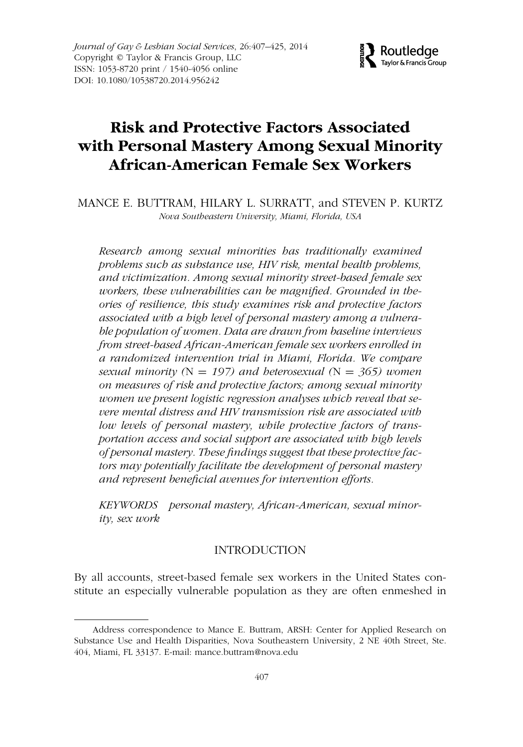# Risk and Protective Factors Associated with Personal Mastery Among Sexual Minority African-American Female Sex Workers

MANCE E. BUTTRAM, HILARY L. SURRATT, and STEVEN P. KURTZ

*Nova Southeastern University, Miami, Florida, USA*

*Research among sexual minorities has traditionally examined problems such as substance use, HIV risk, mental health problems, and victimization. Among sexual minority street-based female sex workers, these vulnerabilities can be magnified. Grounded in theories of resilience, this study examines risk and protective factors associated with a high level of personal mastery among a vulnerable population of women. Data are drawn from baseline interviews from street-based African-American female sex workers enrolled in a randomized intervention trial in Miami, Florida. We compare sexual minority (N = 197) and heterosexual (N = 365) women on measures of risk and protective factors; among sexual minority women we present logistic regression analyses which reveal that severe mental distress and HIV transmission risk are associated with low levels of personal mastery, while protective factors of transportation access and social support are associated with high levels of personal mastery. These findings suggest that these protective factors may potentially facilitate the development of personal mastery and represent beneficial avenues for intervention efforts.*

*KEYWORDS* personal mastery, African-American, sexual minority, sex work

## INTRODUCTION

By all accounts, street-based female sex workers in the United States constitute an especially vulnerable population as they are often enmeshed in

Address correspondence to Mance E. Buttram, ARSH: Center for Applied Research on Substance Use and Health Disparities, Nova Southeastern University, 2 NE 40th Street, Ste. 404, Miami, FL 33137. E-mail: mance.buttram@nova.edu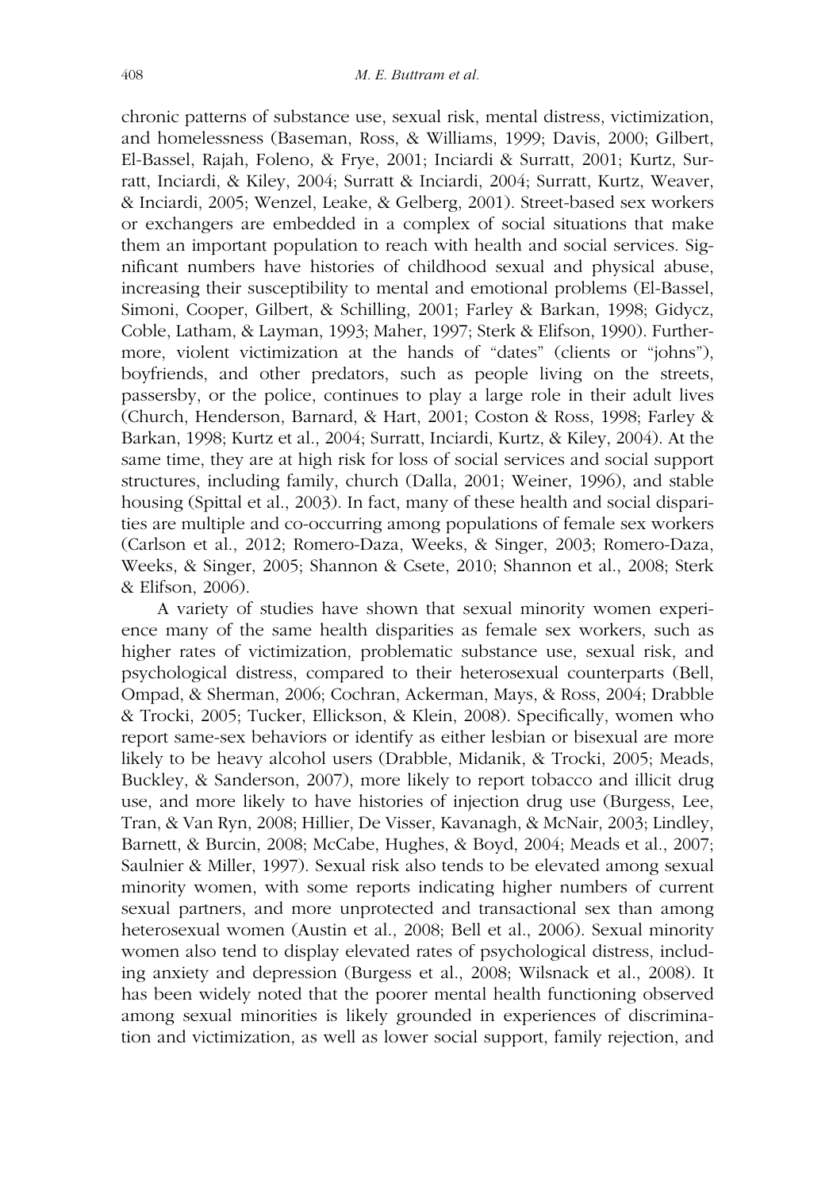chronic patterns of substance use, sexual risk, mental distress, victimization, and homelessness (Baseman, Ross, & Williams, 1999; Davis, 2000; Gilbert, El-Bassel, Rajah, Foleno, & Frye, 2001; Inciardi & Surratt, 2001; Kurtz, Surratt, Inciardi, & Kiley, 2004; Surratt & Inciardi, 2004; Surratt, Kurtz, Weaver, & Inciardi, 2005; Wenzel, Leake, & Gelberg, 2001). Street-based sex workers or exchangers are embedded in a complex of social situations that make them an important population to reach with health and social services. Significant numbers have histories of childhood sexual and physical abuse, increasing their susceptibility to mental and emotional problems (El-Bassel, Simoni, Cooper, Gilbert, & Schilling, 2001; Farley & Barkan, 1998; Gidycz, Coble, Latham, & Layman, 1993; Maher, 1997; Sterk & Elifson, 1990). Furthermore, violent victimization at the hands of "dates" (clients or "johns"), boyfriends, and other predators, such as people living on the streets, passersby, or the police, continues to play a large role in their adult lives (Church, Henderson, Barnard, & Hart, 2001; Coston & Ross, 1998; Farley & Barkan, 1998; Kurtz et al., 2004; Surratt, Inciardi, Kurtz, & Kiley, 2004). At the same time, they are at high risk for loss of social services and social support structures, including family, church (Dalla, 2001; Weiner, 1996), and stable housing (Spittal et al., 2003). In fact, many of these health and social disparities are multiple and co-occurring among populations of female sex workers (Carlson et al., 2012; Romero-Daza, Weeks, & Singer, 2003; Romero-Daza, Weeks, & Singer, 2005; Shannon & Csete, 2010; Shannon et al., 2008; Sterk & Elifson, 2006).

A variety of studies have shown that sexual minority women experience many of the same health disparities as female sex workers, such as higher rates of victimization, problematic substance use, sexual risk, and psychological distress, compared to their heterosexual counterparts (Bell, Ompad, & Sherman, 2006; Cochran, Ackerman, Mays, & Ross, 2004; Drabble & Trocki, 2005; Tucker, Ellickson, & Klein, 2008). Specifically, women who report same-sex behaviors or identify as either lesbian or bisexual are more likely to be heavy alcohol users (Drabble, Midanik, & Trocki, 2005; Meads, Buckley, & Sanderson, 2007), more likely to report tobacco and illicit drug use, and more likely to have histories of injection drug use (Burgess, Lee, Tran, & Van Ryn, 2008; Hillier, De Visser, Kavanagh, & McNair, 2003; Lindley, Barnett, & Burcin, 2008; McCabe, Hughes, & Boyd, 2004; Meads et al., 2007; Saulnier & Miller, 1997). Sexual risk also tends to be elevated among sexual minority women, with some reports indicating higher numbers of current sexual partners, and more unprotected and transactional sex than among heterosexual women (Austin et al., 2008; Bell et al., 2006). Sexual minority women also tend to display elevated rates of psychological distress, including anxiety and depression (Burgess et al., 2008; Wilsnack et al., 2008). It has been widely noted that the poorer mental health functioning observed among sexual minorities is likely grounded in experiences of discrimination and victimization, as well as lower social support, family rejection, and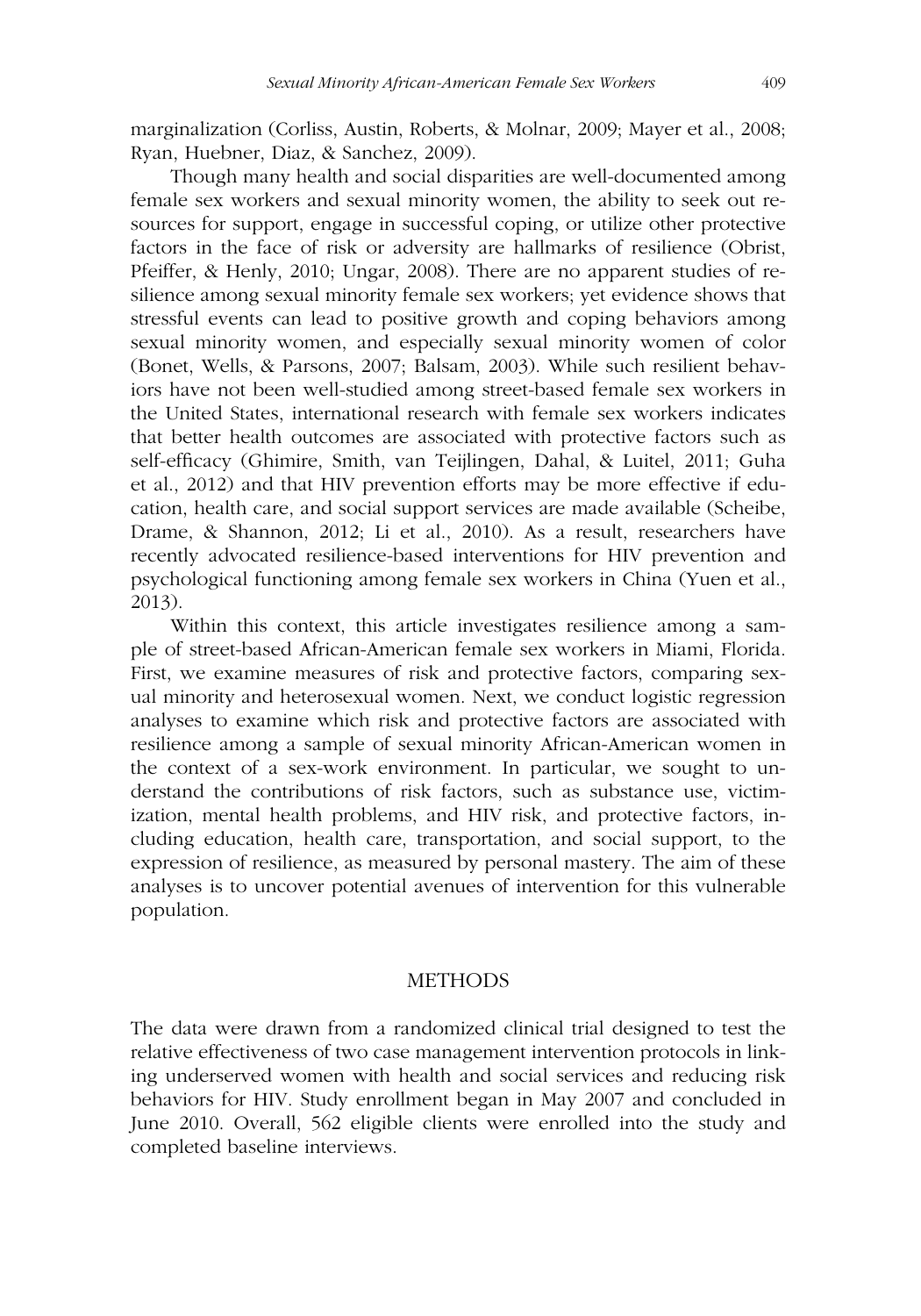marginalization (Corliss, Austin, Roberts, & Molnar, 2009; Mayer et al., 2008; Ryan, Huebner, Diaz, & Sanchez, 2009).

Though many health and social disparities are well-documented among female sex workers and sexual minority women, the ability to seek out resources for support, engage in successful coping, or utilize other protective factors in the face of risk or adversity are hallmarks of resilience (Obrist, Pfeiffer, & Henly, 2010; Ungar, 2008). There are no apparent studies of resilience among sexual minority female sex workers; yet evidence shows that stressful events can lead to positive growth and coping behaviors among sexual minority women, and especially sexual minority women of color (Bonet, Wells, & Parsons, 2007; Balsam, 2003). While such resilient behaviors have not been well-studied among street-based female sex workers in the United States, international research with female sex workers indicates that better health outcomes are associated with protective factors such as self-efficacy (Ghimire, Smith, van Teijlingen, Dahal, & Luitel, 2011; Guha et al., 2012) and that HIV prevention efforts may be more effective if education, health care, and social support services are made available (Scheibe, Drame, & Shannon, 2012; Li et al., 2010). As a result, researchers have recently advocated resilience-based interventions for HIV prevention and psychological functioning among female sex workers in China (Yuen et al., 2013).

Within this context, this article investigates resilience among a sample of street-based African-American female sex workers in Miami, Florida. First, we examine measures of risk and protective factors, comparing sexual minority and heterosexual women. Next, we conduct logistic regression analyses to examine which risk and protective factors are associated with resilience among a sample of sexual minority African-American women in the context of a sex-work environment. In particular, we sought to understand the contributions of risk factors, such as substance use, victimization, mental health problems, and HIV risk, and protective factors, including education, health care, transportation, and social support, to the expression of resilience, as measured by personal mastery. The aim of these analyses is to uncover potential avenues of intervention for this vulnerable population.

## METHODS

The data were drawn from a randomized clinical trial designed to test the relative effectiveness of two case management intervention protocols in linking underserved women with health and social services and reducing risk behaviors for HIV. Study enrollment began in May 2007 and concluded in June 2010. Overall, 562 eligible clients were enrolled into the study and completed baseline interviews.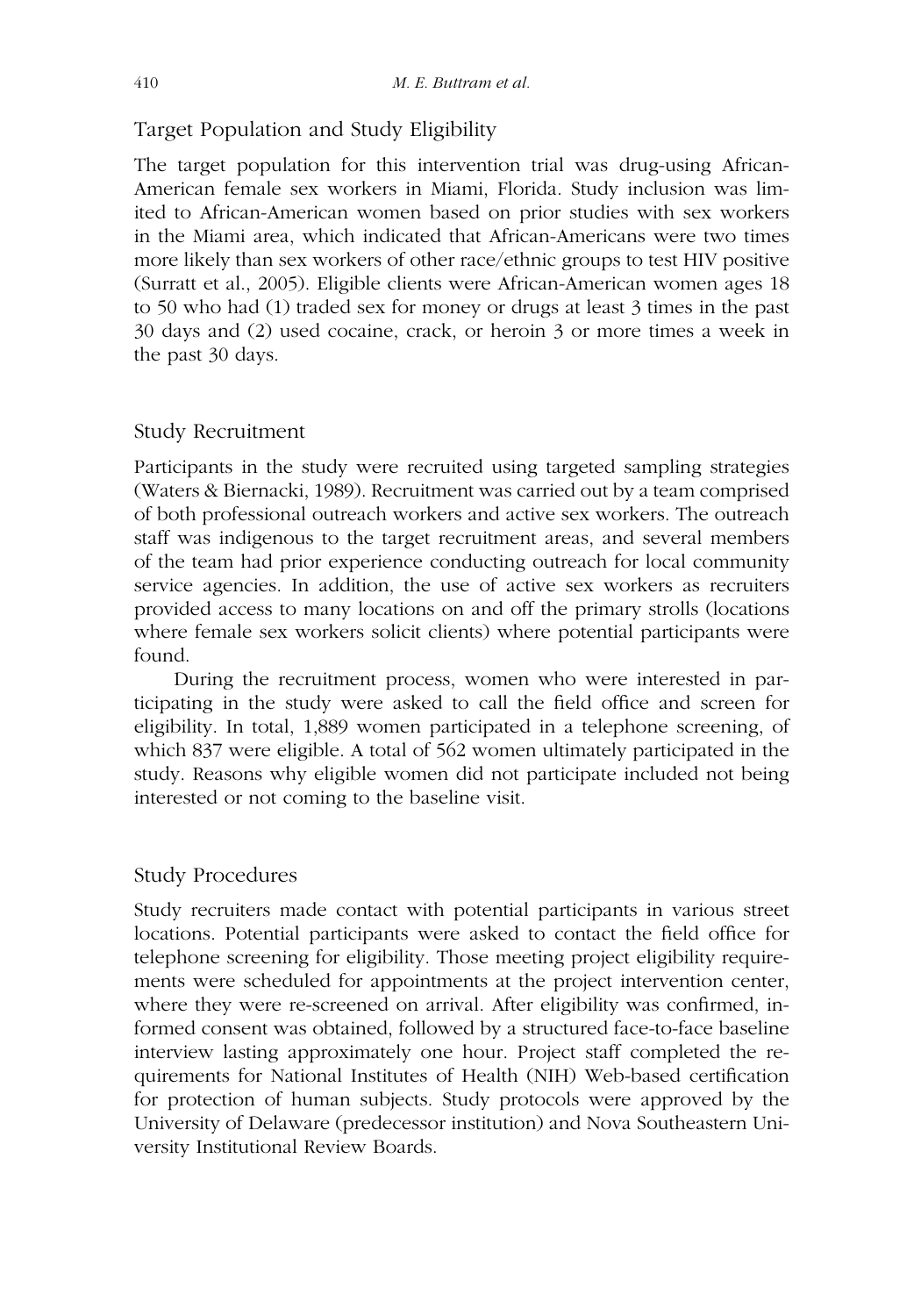## Target Population and Study Eligibility

The target population for this intervention trial was drug-using African-American female sex workers in Miami, Florida. Study inclusion was limited to African-American women based on prior studies with sex workers in the Miami area, which indicated that African-Americans were two times more likely than sex workers of other race/ethnic groups to test HIV positive (Surratt et al., 2005). Eligible clients were African-American women ages 18 to 50 who had (1) traded sex for money or drugs at least 3 times in the past 30 days and (2) used cocaine, crack, or heroin 3 or more times a week in the past 30 days.

## Study Recruitment

Participants in the study were recruited using targeted sampling strategies (Waters & Biernacki, 1989). Recruitment was carried out by a team comprised of both professional outreach workers and active sex workers. The outreach staff was indigenous to the target recruitment areas, and several members of the team had prior experience conducting outreach for local community service agencies. In addition, the use of active sex workers as recruiters provided access to many locations on and off the primary strolls (locations where female sex workers solicit clients) where potential participants were found.

During the recruitment process, women who were interested in participating in the study were asked to call the field office and screen for eligibility. In total, 1,889 women participated in a telephone screening, of which 837 were eligible. A total of 562 women ultimately participated in the study. Reasons why eligible women did not participate included not being interested or not coming to the baseline visit.

## Study Procedures

Study recruiters made contact with potential participants in various street locations. Potential participants were asked to contact the field office for telephone screening for eligibility. Those meeting project eligibility requirements were scheduled for appointments at the project intervention center, where they were re-screened on arrival. After eligibility was confirmed, informed consent was obtained, followed by a structured face-to-face baseline interview lasting approximately one hour. Project staff completed the requirements for National Institutes of Health (NIH) Web-based certification for protection of human subjects. Study protocols were approved by the University of Delaware (predecessor institution) and Nova Southeastern University Institutional Review Boards.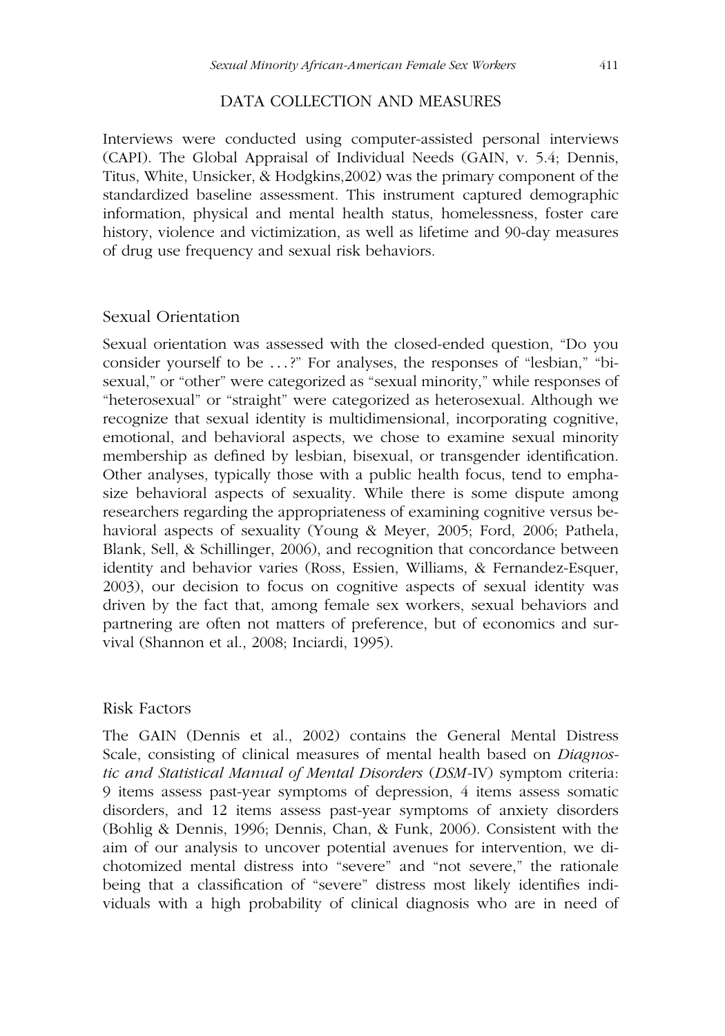## DATA COLLECTION AND MEASURES

Interviews were conducted using computer-assisted personal interviews (CAPI). The Global Appraisal of Individual Needs (GAIN, v. 5.4; Dennis, Titus, White, Unsicker, & Hodgkins,2002) was the primary component of the standardized baseline assessment. This instrument captured demographic information, physical and mental health status, homelessness, foster care history, violence and victimization, as well as lifetime and 90-day measures of drug use frequency and sexual risk behaviors.

### Sexual Orientation

Sexual orientation was assessed with the closed-ended question, "Do you consider yourself to be ...?" For analyses, the responses of "lesbian," "bisexual," or "other" were categorized as "sexual minority," while responses of "heterosexual" or "straight" were categorized as heterosexual. Although we recognize that sexual identity is multidimensional, incorporating cognitive, emotional, and behavioral aspects, we chose to examine sexual minority membership as defined by lesbian, bisexual, or transgender identification. Other analyses, typically those with a public health focus, tend to emphasize behavioral aspects of sexuality. While there is some dispute among researchers regarding the appropriateness of examining cognitive versus behavioral aspects of sexuality (Young & Meyer, 2005; Ford, 2006; Pathela, Blank, Sell, & Schillinger, 2006), and recognition that concordance between identity and behavior varies (Ross, Essien, Williams, & Fernandez-Esquer, 2003), our decision to focus on cognitive aspects of sexual identity was driven by the fact that, among female sex workers, sexual behaviors and partnering are often not matters of preference, but of economics and survival (Shannon et al., 2008; Inciardi, 1995).

### Risk Factors

The GAIN (Dennis et al., 2002) contains the General Mental Distress Scale, consisting of clinical measures of mental health based on *Diagnostic and Statistical Manual of Mental Disorders* (*DSM*-IV) symptom criteria: 9 items assess past-year symptoms of depression, 4 items assess somatic disorders, and 12 items assess past-year symptoms of anxiety disorders (Bohlig & Dennis, 1996; Dennis, Chan, & Funk, 2006). Consistent with the aim of our analysis to uncover potential avenues for intervention, we dichotomized mental distress into "severe" and "not severe," the rationale being that a classification of "severe" distress most likely identifies individuals with a high probability of clinical diagnosis who are in need of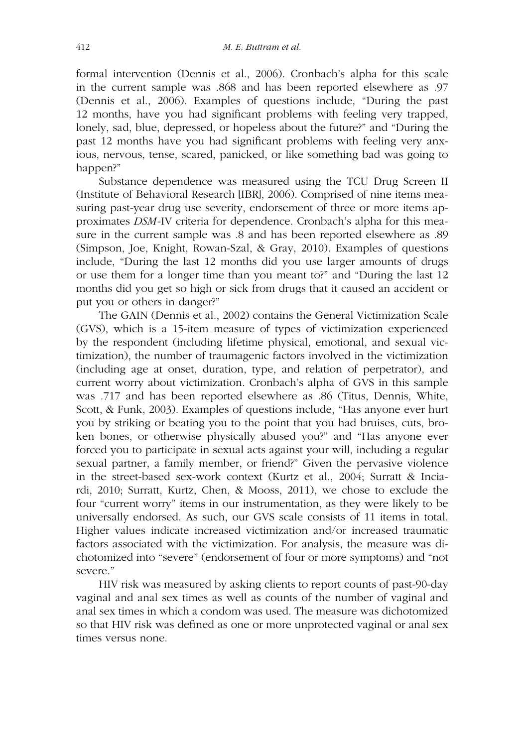formal intervention (Dennis et al., 2006). Cronbach's alpha for this scale in the current sample was .868 and has been reported elsewhere as .97 (Dennis et al., 2006). Examples of questions include, "During the past 12 months, have you had significant problems with feeling very trapped, lonely, sad, blue, depressed, or hopeless about the future?" and "During the past 12 months have you had significant problems with feeling very anxious, nervous, tense, scared, panicked, or like something bad was going to happen?"

Substance dependence was measured using the TCU Drug Screen II (Institute of Behavioral Research [IBR], 2006). Comprised of nine items measuring past-year drug use severity, endorsement of three or more items approximates *DSM*-IV criteria for dependence. Cronbach's alpha for this measure in the current sample was .8 and has been reported elsewhere as .89 (Simpson, Joe, Knight, Rowan-Szal, & Gray, 2010). Examples of questions include, "During the last 12 months did you use larger amounts of drugs or use them for a longer time than you meant to?" and "During the last 12 months did you get so high or sick from drugs that it caused an accident or put you or others in danger?"

The GAIN (Dennis et al., 2002) contains the General Victimization Scale (GVS), which is a 15-item measure of types of victimization experienced by the respondent (including lifetime physical, emotional, and sexual victimization), the number of traumagenic factors involved in the victimization (including age at onset, duration, type, and relation of perpetrator), and current worry about victimization. Cronbach's alpha of GVS in this sample was .717 and has been reported elsewhere as .86 (Titus, Dennis, White, Scott, & Funk, 2003). Examples of questions include, "Has anyone ever hurt you by striking or beating you to the point that you had bruises, cuts, broken bones, or otherwise physically abused you?" and "Has anyone ever forced you to participate in sexual acts against your will, including a regular sexual partner, a family member, or friend?" Given the pervasive violence in the street-based sex-work context (Kurtz et al., 2004; Surratt & Inciardi, 2010; Surratt, Kurtz, Chen, & Mooss, 2011), we chose to exclude the four "current worry" items in our instrumentation, as they were likely to be universally endorsed. As such, our GVS scale consists of 11 items in total. Higher values indicate increased victimization and/or increased traumatic factors associated with the victimization. For analysis, the measure was dichotomized into "severe" (endorsement of four or more symptoms) and "not severe."

HIV risk was measured by asking clients to report counts of past-90-day vaginal and anal sex times as well as counts of the number of vaginal and anal sex times in which a condom was used. The measure was dichotomized so that HIV risk was defined as one or more unprotected vaginal or anal sex times versus none.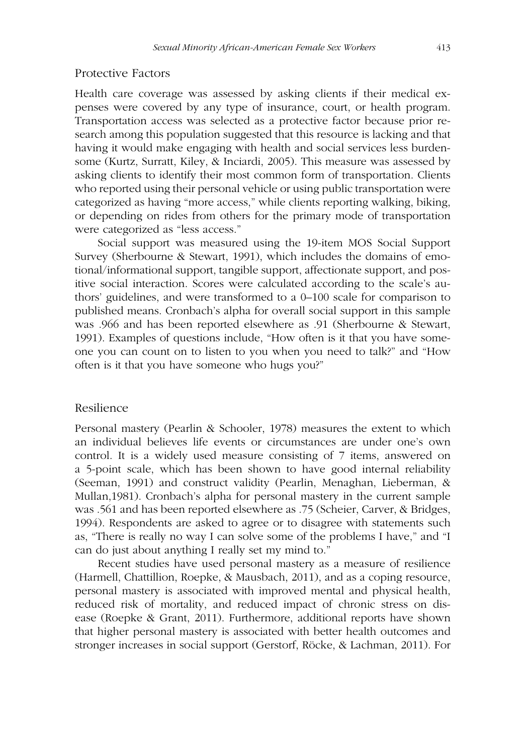## Protective Factors

Health care coverage was assessed by asking clients if their medical expenses were covered by any type of insurance, court, or health program. Transportation access was selected as a protective factor because prior research among this population suggested that this resource is lacking and that having it would make engaging with health and social services less burdensome (Kurtz, Surratt, Kiley, & Inciardi, 2005). This measure was assessed by asking clients to identify their most common form of transportation. Clients who reported using their personal vehicle or using public transportation were categorized as having "more access," while clients reporting walking, biking, or depending on rides from others for the primary mode of transportation were categorized as "less access."

Social support was measured using the 19-item MOS Social Support Survey (Sherbourne & Stewart, 1991), which includes the domains of emotional/informational support, tangible support, affectionate support, and positive social interaction. Scores were calculated according to the scale's authors' guidelines, and were transformed to a 0–100 scale for comparison to published means. Cronbach's alpha for overall social support in this sample was .966 and has been reported elsewhere as .91 (Sherbourne & Stewart, 1991). Examples of questions include, "How often is it that you have someone you can count on to listen to you when you need to talk?" and "How often is it that you have someone who hugs you?"

## Resilience

Personal mastery (Pearlin & Schooler, 1978) measures the extent to which an individual believes life events or circumstances are under one's own control. It is a widely used measure consisting of 7 items, answered on a 5-point scale, which has been shown to have good internal reliability (Seeman, 1991) and construct validity (Pearlin, Menaghan, Lieberman, & Mullan,1981). Cronbach's alpha for personal mastery in the current sample was .561 and has been reported elsewhere as .75 (Scheier, Carver, & Bridges, 1994). Respondents are asked to agree or to disagree with statements such as, "There is really no way I can solve some of the problems I have," and "I can do just about anything I really set my mind to."

Recent studies have used personal mastery as a measure of resilience (Harmell, Chattillion, Roepke, & Mausbach, 2011), and as a coping resource, personal mastery is associated with improved mental and physical health, reduced risk of mortality, and reduced impact of chronic stress on disease (Roepke & Grant, 2011). Furthermore, additional reports have shown that higher personal mastery is associated with better health outcomes and stronger increases in social support (Gerstorf, Röcke, & Lachman, 2011). For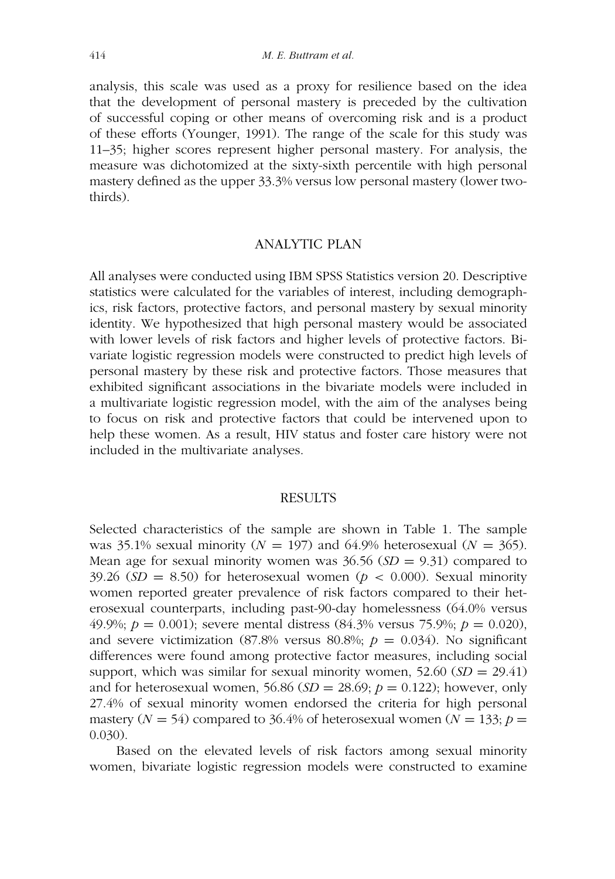analysis, this scale was used as a proxy for resilience based on the idea that the development of personal mastery is preceded by the cultivation of successful coping or other means of overcoming risk and is a product of these efforts (Younger, 1991). The range of the scale for this study was 11–35; higher scores represent higher personal mastery. For analysis, the measure was dichotomized at the sixty-sixth percentile with high personal mastery defined as the upper 33.3% versus low personal mastery (lower two-thirds).

## ANALYTIC PLAN

All analyses were conducted using IBM SPSS Statistics version 20. Descriptive statistics were calculated for the variables of interest, including demographics, risk factors, protective factors, and personal mastery by sexual minority identity. We hypothesized that high personal mastery would be associated with lower levels of risk factors and higher levels of protective factors. Bivariate logistic regression models were constructed to predict high levels of personal mastery by these risk and protective factors. Those measures that exhibited significant associations in the bivariate models were included in a multivariate logistic regression model, with the aim of the analyses being to focus on risk and protective factors that could be intervened upon to help these women. As a result, HIV status and foster care history were not included in the multivariate analyses.

## RESULTS

Selected characteristics of the sample are shown in Table 1. The sample was 35.1% sexual minority ($N = 197$) and 64.9% heterosexual ($N = 365$). Mean age for sexual minority women was 36.56 ($SD = 9.31$) compared to 39.26 ($SD = 8.50$) for heterosexual women ($p < 0.000$). Sexual minority women reported greater prevalence of risk factors compared to their heterosexual counterparts, including past-90-day homelessness (64.0% versus 49.9%; $p = 0.001$); severe mental distress (84.3% versus 75.9%; $p = 0.020$), and severe victimization (87.8% versus 80.8%; $p = 0.034$). No significant differences were found among protective factor measures, including social support, which was similar for sexual minority women, 52.60 ($SD = 29.41$) and for heterosexual women, 56.86 ($SD = 28.69$; $p = 0.122$); however, only 27.4% of sexual minority women endorsed the criteria for high personal mastery ($N = 54$) compared to 36.4% of heterosexual women ($N = 133$; $p = 0.030$).

Based on the elevated levels of risk factors among sexual minority women, bivariate logistic regression models were constructed to examine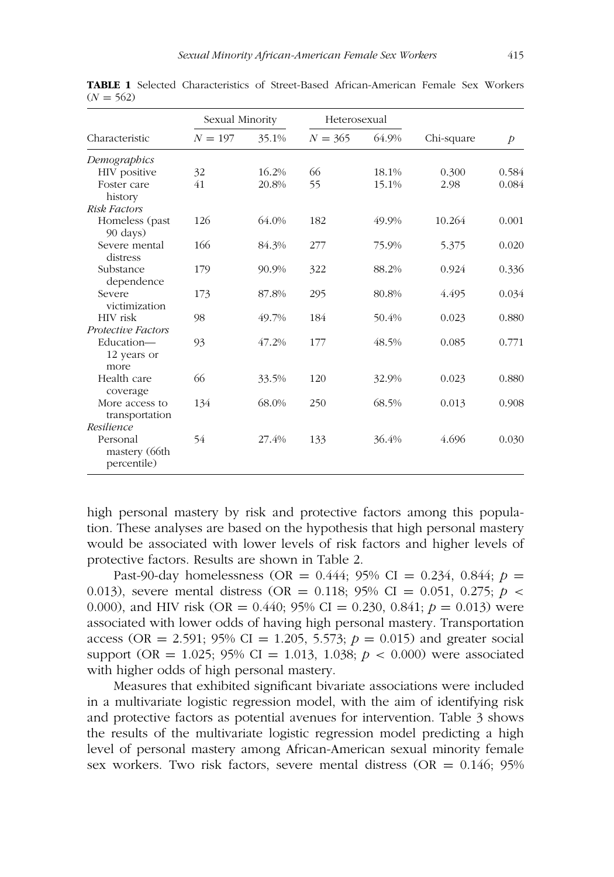**TABLE 1** Selected Characteristics of Street-Based African-American Female Sex Workers ($N = 562$)

| Characteristic | Sexual Minority | | Heterosexual | | Chi-square | $p$ |
|---|---|---|---|---|---|---|
| | $N = 197$ | 35.1% | $N = 365$ | 64.9% | | |
| *Demographics* | | | | | | |
| HIV positive | 32 | 16.2% | 66 | 18.1% | 0.300 | 0.584 |
| Foster care history | 41 | 20.8% | 55 | 15.1% | 2.98 | 0.084 |
| *Risk Factors* | | | | | | |
| Homeless (past 90 days) | 126 | 64.0% | 182 | 49.9% | 10.264 | 0.001 |
| Severe mental distress | 166 | 84.3% | 277 | 75.9% | 5.375 | 0.020 |
| Substance dependence | 179 | 90.9% | 322 | 88.2% | 0.924 | 0.336 |
| Severe victimization | 173 | 87.8% | 295 | 80.8% | 4.495 | 0.034 |
| HIV risk | 98 | 49.7% | 184 | 50.4% | 0.023 | 0.880 |
| *Protective Factors* | | | | | | |
| Education—12 years or more | 93 | 47.2% | 177 | 48.5% | 0.085 | 0.771 |
| Health care coverage | 66 | 33.5% | 120 | 32.9% | 0.023 | 0.880 |
| More access to transportation | 134 | 68.0% | 250 | 68.5% | 0.013 | 0.908 |
| *Resilience* | | | | | | |
| Personal mastery (66th percentile) | 54 | 27.4% | 133 | 36.4% | 4.696 | 0.030 |

high personal mastery by risk and protective factors among this population. These analyses are based on the hypothesis that high personal mastery would be associated with lower levels of risk factors and higher levels of protective factors. Results are shown in Table 2.

Past-90-day homelessness (OR = 0.444; 95% CI = 0.234, 0.844; $p = 0.013$), severe mental distress (OR = 0.118; 95% CI = 0.051, 0.275; $p < 0.000$), and HIV risk (OR = 0.440; 95% CI = 0.230, 0.841; $p = 0.013$) were associated with lower odds of having high personal mastery. Transportation access (OR = 2.591; 95% CI = 1.205, 5.573; $p = 0.015$) and greater social support (OR = 1.025; 95% CI = 1.013, 1.038; $p < 0.000$) were associated with higher odds of high personal mastery.

Measures that exhibited significant bivariate associations were included in a multivariate logistic regression model, with the aim of identifying risk and protective factors as potential avenues for intervention. Table 3 shows the results of the multivariate logistic regression model predicting a high level of personal mastery among African-American sexual minority female sex workers. Two risk factors, severe mental distress (OR = 0.146; 95%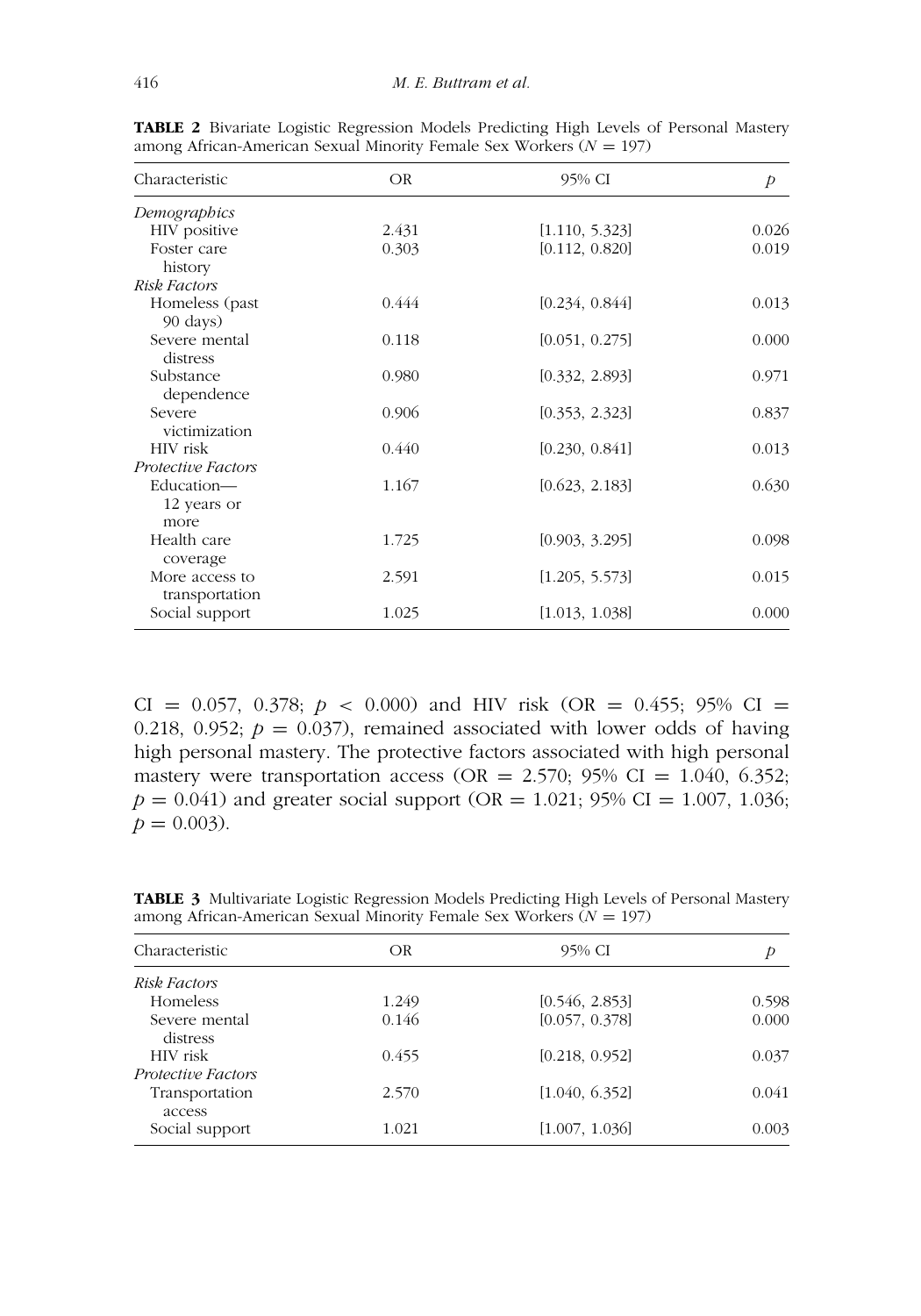**TABLE 2** Bivariate Logistic Regression Models Predicting High Levels of Personal Mastery among African-American Sexual Minority Female Sex Workers ($N = 197$)

| Characteristic | OR | 95% CI | $p$ |
|---|---|---|---|
| *Demographics* | | | |
| HIV positive | 2.431 | [1.110, 5.323] | 0.026 |
| Foster care history | 0.303 | [0.112, 0.820] | 0.019 |
| *Risk Factors* | | | |
| Homeless (past 90 days) | 0.444 | [0.234, 0.844] | 0.013 |
| Severe mental distress | 0.118 | [0.051, 0.275] | 0.000 |
| Substance dependence | 0.980 | [0.332, 2.893] | 0.971 |
| Severe victimization | 0.906 | [0.353, 2.323] | 0.837 |
| HIV risk | 0.440 | [0.230, 0.841] | 0.013 |
| *Protective Factors* | | | |
| Education—12 years or more | 1.167 | [0.623, 2.183] | 0.630 |
| Health care coverage | 1.725 | [0.903, 3.295] | 0.098 |
| More access to transportation | 2.591 | [1.205, 5.573] | 0.015 |
| Social support | 1.025 | [1.013, 1.038] | 0.000 |

CI = 0.057, 0.378; $p < 0.000$) and HIV risk (OR = 0.455; 95% CI = 0.218, 0.952; $p = 0.037$), remained associated with lower odds of having high personal mastery. The protective factors associated with high personal mastery were transportation access (OR = 2.570; 95% CI = 1.040, 6.352; $p = 0.041$) and greater social support (OR = 1.021; 95% CI = 1.007, 1.036; $p = 0.003$).

**TABLE 3** Multivariate Logistic Regression Models Predicting High Levels of Personal Mastery among African-American Sexual Minority Female Sex Workers ($N = 197$)

| Characteristic | OR | 95% CI | $p$ |
|---|---|---|---|
| *Risk Factors* | | | |
| Homeless | 1.249 | [0.546, 2.853] | 0.598 |
| Severe mental distress | 0.146 | [0.057, 0.378] | 0.000 |
| HIV risk | 0.455 | [0.218, 0.952] | 0.037 |
| *Protective Factors* | | | |
| Transportation access | 2.570 | [1.040, 6.352] | 0.041 |
| Social support | 1.021 | [1.007, 1.036] | 0.003 |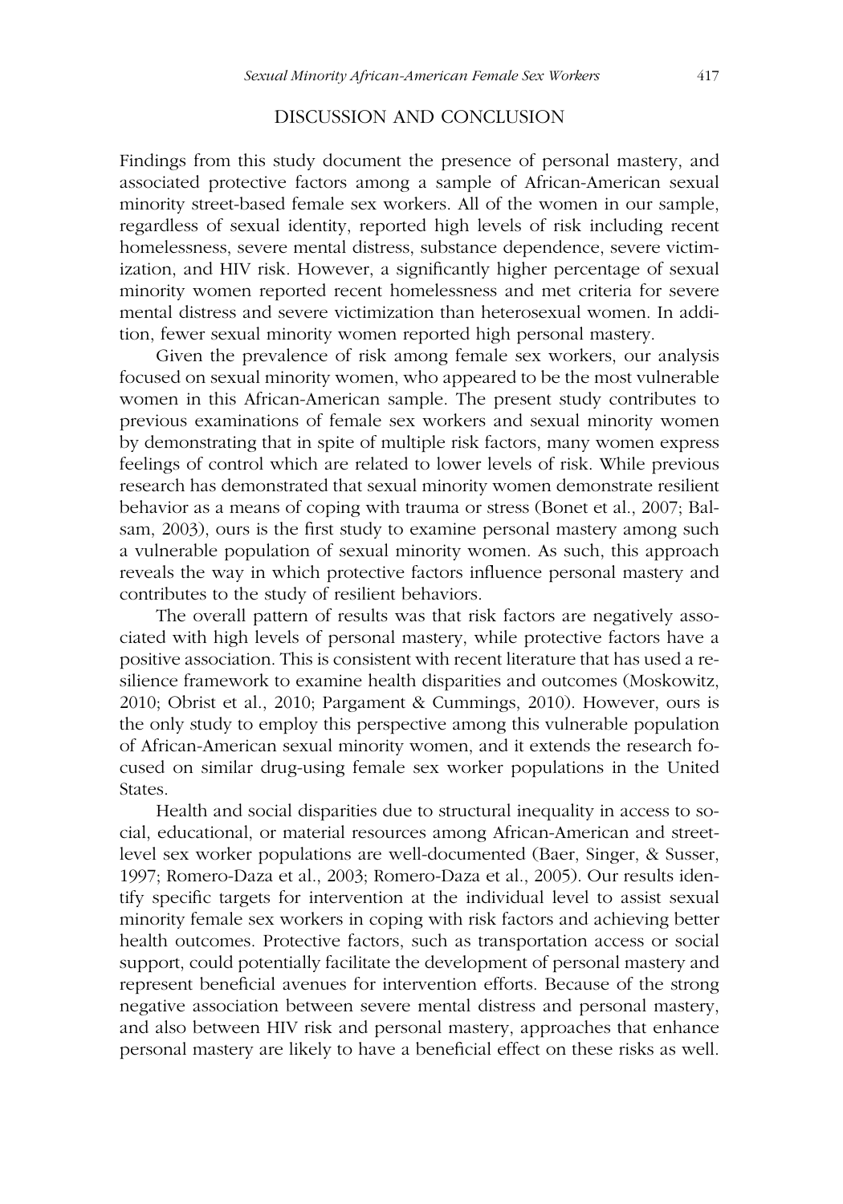## DISCUSSION AND CONCLUSION

Findings from this study document the presence of personal mastery, and associated protective factors among a sample of African-American sexual minority street-based female sex workers. All of the women in our sample, regardless of sexual identity, reported high levels of risk including recent homelessness, severe mental distress, substance dependence, severe victimization, and HIV risk. However, a significantly higher percentage of sexual minority women reported recent homelessness and met criteria for severe mental distress and severe victimization than heterosexual women. In addition, fewer sexual minority women reported high personal mastery.

Given the prevalence of risk among female sex workers, our analysis focused on sexual minority women, who appeared to be the most vulnerable women in this African-American sample. The present study contributes to previous examinations of female sex workers and sexual minority women by demonstrating that in spite of multiple risk factors, many women express feelings of control which are related to lower levels of risk. While previous research has demonstrated that sexual minority women demonstrate resilient behavior as a means of coping with trauma or stress (Bonet et al., 2007; Balsam, 2003), ours is the first study to examine personal mastery among such a vulnerable population of sexual minority women. As such, this approach reveals the way in which protective factors influence personal mastery and contributes to the study of resilient behaviors.

The overall pattern of results was that risk factors are negatively associated with high levels of personal mastery, while protective factors have a positive association. This is consistent with recent literature that has used a resilience framework to examine health disparities and outcomes (Moskowitz, 2010; Obrist et al., 2010; Pargament & Cummings, 2010). However, ours is the only study to employ this perspective among this vulnerable population of African-American sexual minority women, and it extends the research focused on similar drug-using female sex worker populations in the United States.

Health and social disparities due to structural inequality in access to social, educational, or material resources among African-American and street-level sex worker populations are well-documented (Baer, Singer, & Susser, 1997; Romero-Daza et al., 2003; Romero-Daza et al., 2005). Our results identify specific targets for intervention at the individual level to assist sexual minority female sex workers in coping with risk factors and achieving better health outcomes. Protective factors, such as transportation access or social support, could potentially facilitate the development of personal mastery and represent beneficial avenues for intervention efforts. Because of the strong negative association between severe mental distress and personal mastery, and also between HIV risk and personal mastery, approaches that enhance personal mastery are likely to have a beneficial effect on these risks as well.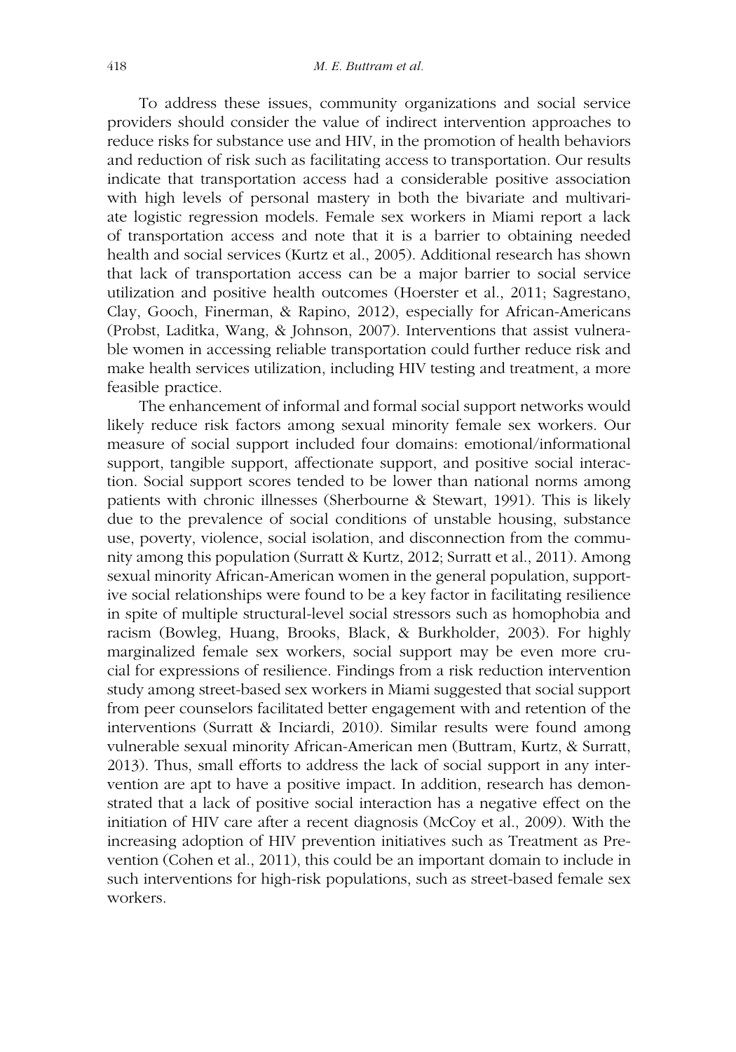To address these issues, community organizations and social service providers should consider the value of indirect intervention approaches to reduce risks for substance use and HIV, in the promotion of health behaviors and reduction of risk such as facilitating access to transportation. Our results indicate that transportation access had a considerable positive association with high levels of personal mastery in both the bivariate and multivariate logistic regression models. Female sex workers in Miami report a lack of transportation access and note that it is a barrier to obtaining needed health and social services (Kurtz et al., 2005). Additional research has shown that lack of transportation access can be a major barrier to social service utilization and positive health outcomes (Hoerster et al., 2011; Sagrestano, Clay, Gooch, Finerman, & Rapino, 2012), especially for African-Americans (Probst, Laditka, Wang, & Johnson, 2007). Interventions that assist vulnerable women in accessing reliable transportation could further reduce risk and make health services utilization, including HIV testing and treatment, a more feasible practice.

The enhancement of informal and formal social support networks would likely reduce risk factors among sexual minority female sex workers. Our measure of social support included four domains: emotional/informational support, tangible support, affectionate support, and positive social interaction. Social support scores tended to be lower than national norms among patients with chronic illnesses (Sherbourne & Stewart, 1991). This is likely due to the prevalence of social conditions of unstable housing, substance use, poverty, violence, social isolation, and disconnection from the community among this population (Surratt & Kurtz, 2012; Surratt et al., 2011). Among sexual minority African-American women in the general population, supportive social relationships were found to be a key factor in facilitating resilience in spite of multiple structural-level social stressors such as homophobia and racism (Bowleg, Huang, Brooks, Black, & Burkholder, 2003). For highly marginalized female sex workers, social support may be even more crucial for expressions of resilience. Findings from a risk reduction intervention study among street-based sex workers in Miami suggested that social support from peer counselors facilitated better engagement with and retention of the interventions (Surratt & Inciardi, 2010). Similar results were found among vulnerable sexual minority African-American men (Buttram, Kurtz, & Surratt, 2013). Thus, small efforts to address the lack of social support in any intervention are apt to have a positive impact. In addition, research has demonstrated that a lack of positive social interaction has a negative effect on the initiation of HIV care after a recent diagnosis (McCoy et al., 2009). With the increasing adoption of HIV prevention initiatives such as Treatment as Prevention (Cohen et al., 2011), this could be an important domain to include in such interventions for high-risk populations, such as street-based female sex workers.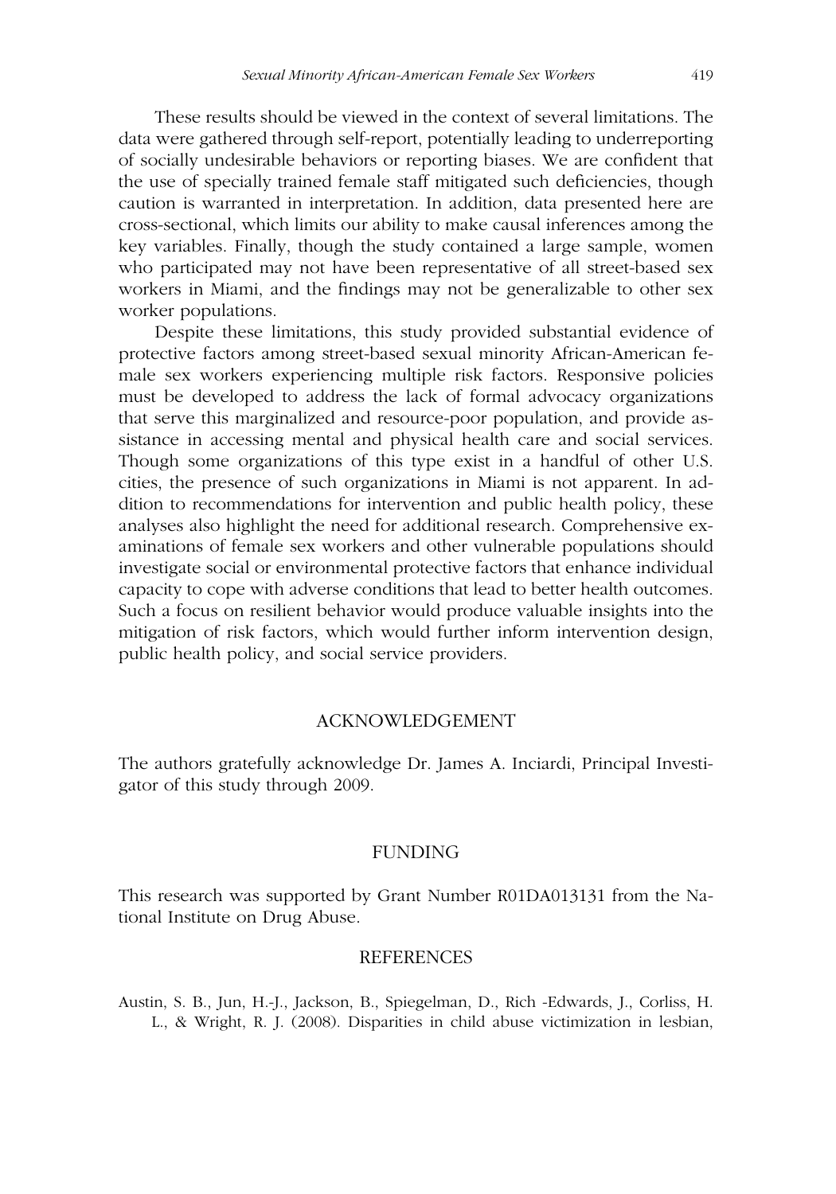These results should be viewed in the context of several limitations. The data were gathered through self-report, potentially leading to underreporting of socially undesirable behaviors or reporting biases. We are confident that the use of specially trained female staff mitigated such deficiencies, though caution is warranted in interpretation. In addition, data presented here are cross-sectional, which limits our ability to make causal inferences among the key variables. Finally, though the study contained a large sample, women who participated may not have been representative of all street-based sex workers in Miami, and the findings may not be generalizable to other sex worker populations.

Despite these limitations, this study provided substantial evidence of protective factors among street-based sexual minority African-American female sex workers experiencing multiple risk factors. Responsive policies must be developed to address the lack of formal advocacy organizations that serve this marginalized and resource-poor population, and provide assistance in accessing mental and physical health care and social services. Though some organizations of this type exist in a handful of other U.S. cities, the presence of such organizations in Miami is not apparent. In addition to recommendations for intervention and public health policy, these analyses also highlight the need for additional research. Comprehensive examinations of female sex workers and other vulnerable populations should investigate social or environmental protective factors that enhance individual capacity to cope with adverse conditions that lead to better health outcomes. Such a focus on resilient behavior would produce valuable insights into the mitigation of risk factors, which would further inform intervention design, public health policy, and social service providers.

## ACKNOWLEDGEMENT

The authors gratefully acknowledge Dr. James A. Inciardi, Principal Investigator of this study through 2009.

## FUNDING

This research was supported by Grant Number R01DA013131 from the National Institute on Drug Abuse.

## REFERENCES

Austin, S. B., Jun, H.-J., Jackson, B., Spiegelman, D., Rich -Edwards, J., Corliss, H. L., & Wright, R. J. (2008). Disparities in child abuse victimization in lesbian,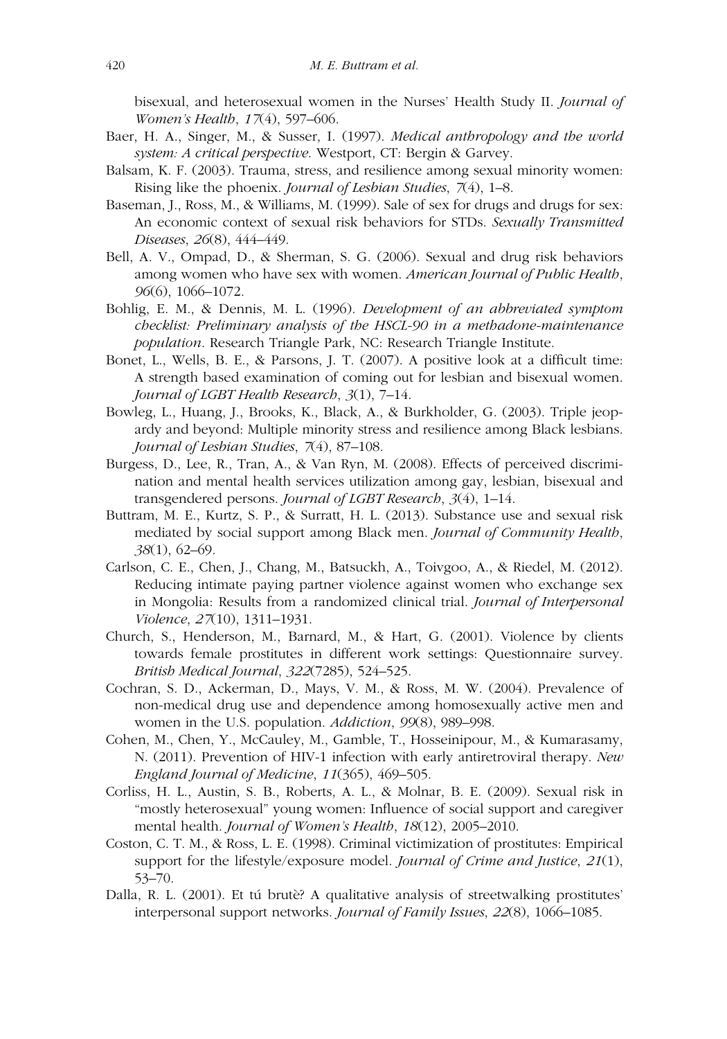bisexual, and heterosexual women in the Nurses' Health Study II. *Journal of Women's Health*, *17*(4), 597–606.

Baer, H. A., Singer, M., & Susser, I. (1997). *Medical anthropology and the world system: A critical perspective*. Westport, CT: Bergin & Garvey.

Balsam, K. F. (2003). Trauma, stress, and resilience among sexual minority women: Rising like the phoenix. *Journal of Lesbian Studies*, *7*(4), 1–8.

Baseman, J., Ross, M., & Williams, M. (1999). Sale of sex for drugs and drugs for sex: An economic context of sexual risk behaviors for STDs. *Sexually Transmitted Diseases*, *26*(8), 444–449.

Bell, A. V., Ompad, D., & Sherman, S. G. (2006). Sexual and drug risk behaviors among women who have sex with women. *American Journal of Public Health*, *96*(6), 1066–1072.

Bohlig, E. M., & Dennis, M. L. (1996). *Development of an abbreviated symptom checklist: Preliminary analysis of the HSCL-90 in a methadone-maintenance population*. Research Triangle Park, NC: Research Triangle Institute.

Bonet, L., Wells, B. E., & Parsons, J. T. (2007). A positive look at a difficult time: A strength based examination of coming out for lesbian and bisexual women. *Journal of LGBT Health Research*, *3*(1), 7–14.

Bowleg, L., Huang, J., Brooks, K., Black, A., & Burkholder, G. (2003). Triple jeopardy and beyond: Multiple minority stress and resilience among Black lesbians. *Journal of Lesbian Studies*, *7*(4), 87–108.

Burgess, D., Lee, R., Tran, A., & Van Ryn, M. (2008). Effects of perceived discrimination and mental health services utilization among gay, lesbian, bisexual and transgendered persons. *Journal of LGBT Research*, *3*(4), 1–14.

Buttram, M. E., Kurtz, S. P., & Surratt, H. L. (2013). Substance use and sexual risk mediated by social support among Black men. *Journal of Community Health*, *38*(1), 62–69.

Carlson, C. E., Chen, J., Chang, M., Batsuckh, A., Toivgoo, A., & Riedel, M. (2012). Reducing intimate paying partner violence against women who exchange sex in Mongolia: Results from a randomized clinical trial. *Journal of Interpersonal Violence*, *27*(10), 1311–1931.

Church, S., Henderson, M., Barnard, M., & Hart, G. (2001). Violence by clients towards female prostitutes in different work settings: Questionnaire survey. *British Medical Journal*, *322*(7285), 524–525.

Cochran, S. D., Ackerman, D., Mays, V. M., & Ross, M. W. (2004). Prevalence of non-medical drug use and dependence among homosexually active men and women in the U.S. population. *Addiction*, *99*(8), 989–998.

Cohen, M., Chen, Y., McCauley, M., Gamble, T., Hosseinipour, M., & Kumarasamy, N. (2011). Prevention of HIV-1 infection with early antiretroviral therapy. *New England Journal of Medicine*, *11*(365), 469–505.

Corliss, H. L., Austin, S. B., Roberts, A. L., & Molnar, B. E. (2009). Sexual risk in "mostly heterosexual" young women: Influence of social support and caregiver mental health. *Journal of Women's Health*, *18*(12), 2005–2010.

Coston, C. T. M., & Ross, L. E. (1998). Criminal victimization of prostitutes: Empirical support for the lifestyle/exposure model. *Journal of Crime and Justice*, *21*(1), 53–70.

Dalla, R. L. (2001). Et tú brutè? A qualitative analysis of streetwalking prostitutes' interpersonal support networks. *Journal of Family Issues*, *22*(8), 1066–1085.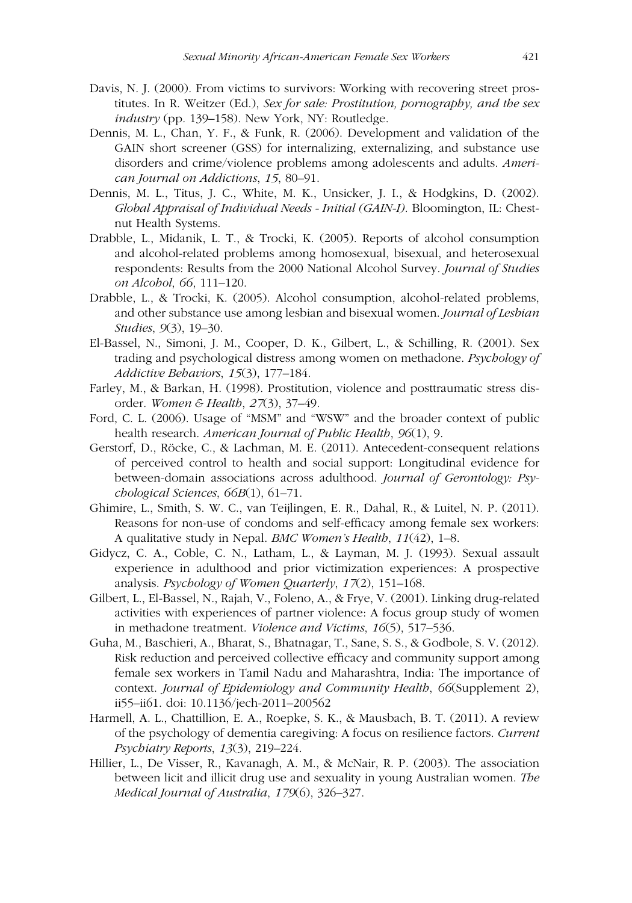Davis, N. J. (2000). From victims to survivors: Working with recovering street prostitutes. In R. Weitzer (Ed.), *Sex for sale: Prostitution, pornography, and the sex industry* (pp. 139–158). New York, NY: Routledge.

Dennis, M. L., Chan, Y. F., & Funk, R. (2006). Development and validation of the GAIN short screener (GSS) for internalizing, externalizing, and substance use disorders and crime/violence problems among adolescents and adults. *American Journal on Addictions*, *15*, 80–91.

Dennis, M. L., Titus, J. C., White, M. K., Unsicker, J. I., & Hodgkins, D. (2002). *Global Appraisal of Individual Needs - Initial (GAIN-I)*. Bloomington, IL: Chestnut Health Systems.

Drabble, L., Midanik, L. T., & Trocki, K. (2005). Reports of alcohol consumption and alcohol-related problems among homosexual, bisexual, and heterosexual respondents: Results from the 2000 National Alcohol Survey. *Journal of Studies on Alcohol*, *66*, 111–120.

Drabble, L., & Trocki, K. (2005). Alcohol consumption, alcohol-related problems, and other substance use among lesbian and bisexual women. *Journal of Lesbian Studies*, *9*(3), 19–30.

El-Bassel, N., Simoni, J. M., Cooper, D. K., Gilbert, L., & Schilling, R. (2001). Sex trading and psychological distress among women on methadone. *Psychology of Addictive Behaviors*, *15*(3), 177–184.

Farley, M., & Barkan, H. (1998). Prostitution, violence and posttraumatic stress disorder. *Women & Health*, *27*(3), 37–49.

Ford, C. L. (2006). Usage of "MSM" and "WSW" and the broader context of public health research. *American Journal of Public Health*, *96*(1), 9.

Gerstorf, D., Röcke, C., & Lachman, M. E. (2011). Antecedent-consequent relations of perceived control to health and social support: Longitudinal evidence for between-domain associations across adulthood. *Journal of Gerontology: Psychological Sciences*, *66B*(1), 61–71.

Ghimire, L., Smith, S. W. C., van Teijlingen, E. R., Dahal, R., & Luitel, N. P. (2011). Reasons for non-use of condoms and self-efficacy among female sex workers: A qualitative study in Nepal. *BMC Women's Health*, *11*(42), 1–8.

Gidycz, C. A., Coble, C. N., Latham, L., & Layman, M. J. (1993). Sexual assault experience in adulthood and prior victimization experiences: A prospective analysis. *Psychology of Women Quarterly*, *17*(2), 151–168.

Gilbert, L., El-Bassel, N., Rajah, V., Foleno, A., & Frye, V. (2001). Linking drug-related activities with experiences of partner violence: A focus group study of women in methadone treatment. *Violence and Victims*, *16*(5), 517–536.

Guha, M., Baschieri, A., Bharat, S., Bhatnagar, T., Sane, S. S., & Godbole, S. V. (2012). Risk reduction and perceived collective efficacy and community support among female sex workers in Tamil Nadu and Maharashtra, India: The importance of context. *Journal of Epidemiology and Community Health*, *66*(Supplement 2), ii55–ii61. doi: 10.1136/jech-2011–200562

Harmell, A. L., Chattillion, E. A., Roepke, S. K., & Mausbach, B. T. (2011). A review of the psychology of dementia caregiving: A focus on resilience factors. *Current Psychiatry Reports*, *13*(3), 219–224.

Hillier, L., De Visser, R., Kavanagh, A. M., & McNair, R. P. (2003). The association between licit and illicit drug use and sexuality in young Australian women. *The Medical Journal of Australia*, *179*(6), 326–327.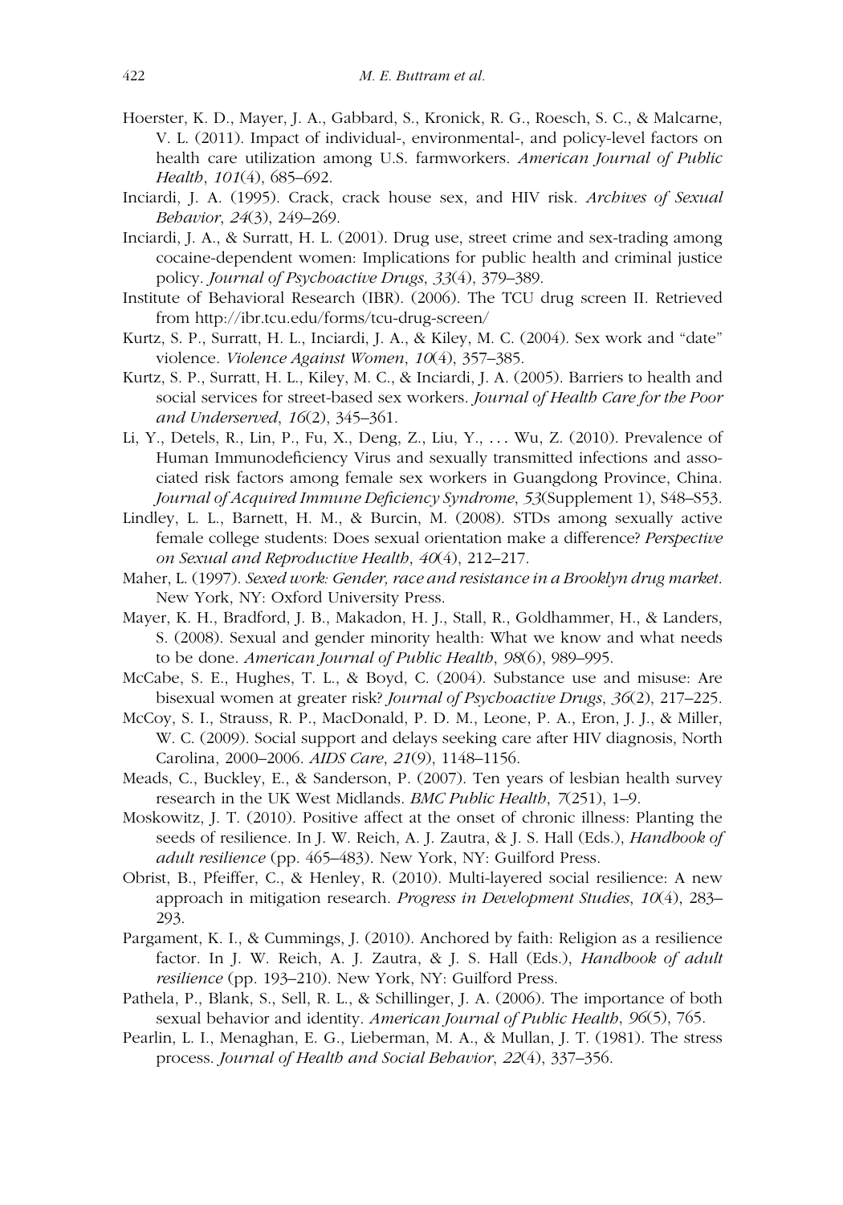Hoerster, K. D., Mayer, J. A., Gabbard, S., Kronick, R. G., Roesch, S. C., & Malcarne, V. L. (2011). Impact of individual-, environmental-, and policy-level factors on health care utilization among U.S. farmworkers. *American Journal of Public Health*, *101*(4), 685–692.

Inciardi, J. A. (1995). Crack, crack house sex, and HIV risk. *Archives of Sexual Behavior*, *24*(3), 249–269.

Inciardi, J. A., & Surratt, H. L. (2001). Drug use, street crime and sex-trading among cocaine-dependent women: Implications for public health and criminal justice policy. *Journal of Psychoactive Drugs*, *33*(4), 379–389.

Institute of Behavioral Research (IBR). (2006). The TCU drug screen II. Retrieved from http://ibr.tcu.edu/forms/tcu-drug-screen/

Kurtz, S. P., Surratt, H. L., Inciardi, J. A., & Kiley, M. C. (2004). Sex work and "date" violence. *Violence Against Women*, *10*(4), 357–385.

Kurtz, S. P., Surratt, H. L., Kiley, M. C., & Inciardi, J. A. (2005). Barriers to health and social services for street-based sex workers. *Journal of Health Care for the Poor and Underserved*, *16*(2), 345–361.

Li, Y., Detels, R., Lin, P., Fu, X., Deng, Z., Liu, Y., ... Wu, Z. (2010). Prevalence of Human Immunodeficiency Virus and sexually transmitted infections and associated risk factors among female sex workers in Guangdong Province, China. *Journal of Acquired Immune Deficiency Syndrome*, *53*(Supplement 1), S48–S53.

Lindley, L. L., Barnett, H. M., & Burcin, M. (2008). STDs among sexually active female college students: Does sexual orientation make a difference? *Perspective on Sexual and Reproductive Health*, *40*(4), 212–217.

Maher, L. (1997). *Sexed work: Gender, race and resistance in a Brooklyn drug market*. New York, NY: Oxford University Press.

Mayer, K. H., Bradford, J. B., Makadon, H. J., Stall, R., Goldhammer, H., & Landers, S. (2008). Sexual and gender minority health: What we know and what needs to be done. *American Journal of Public Health*, *98*(6), 989–995.

McCabe, S. E., Hughes, T. L., & Boyd, C. (2004). Substance use and misuse: Are bisexual women at greater risk? *Journal of Psychoactive Drugs*, *36*(2), 217–225.

McCoy, S. I., Strauss, R. P., MacDonald, P. D. M., Leone, P. A., Eron, J. J., & Miller, W. C. (2009). Social support and delays seeking care after HIV diagnosis, North Carolina, 2000–2006. *AIDS Care*, *21*(9), 1148–1156.

Meads, C., Buckley, E., & Sanderson, P. (2007). Ten years of lesbian health survey research in the UK West Midlands. *BMC Public Health*, *7*(251), 1–9.

Moskowitz, J. T. (2010). Positive affect at the onset of chronic illness: Planting the seeds of resilience. In J. W. Reich, A. J. Zautra, & J. S. Hall (Eds.), *Handbook of adult resilience* (pp. 465–483). New York, NY: Guilford Press.

Obrist, B., Pfeiffer, C., & Henley, R. (2010). Multi-layered social resilience: A new approach in mitigation research. *Progress in Development Studies*, *10*(4), 283–293.

Pargament, K. I., & Cummings, J. (2010). Anchored by faith: Religion as a resilience factor. In J. W. Reich, A. J. Zautra, & J. S. Hall (Eds.), *Handbook of adult resilience* (pp. 193–210). New York, NY: Guilford Press.

Pathela, P., Blank, S., Sell, R. L., & Schillinger, J. A. (2006). The importance of both sexual behavior and identity. *American Journal of Public Health*, *96*(5), 765.

Pearlin, L. I., Menaghan, E. G., Lieberman, M. A., & Mullan, J. T. (1981). The stress process. *Journal of Health and Social Behavior*, *22*(4), 337–356.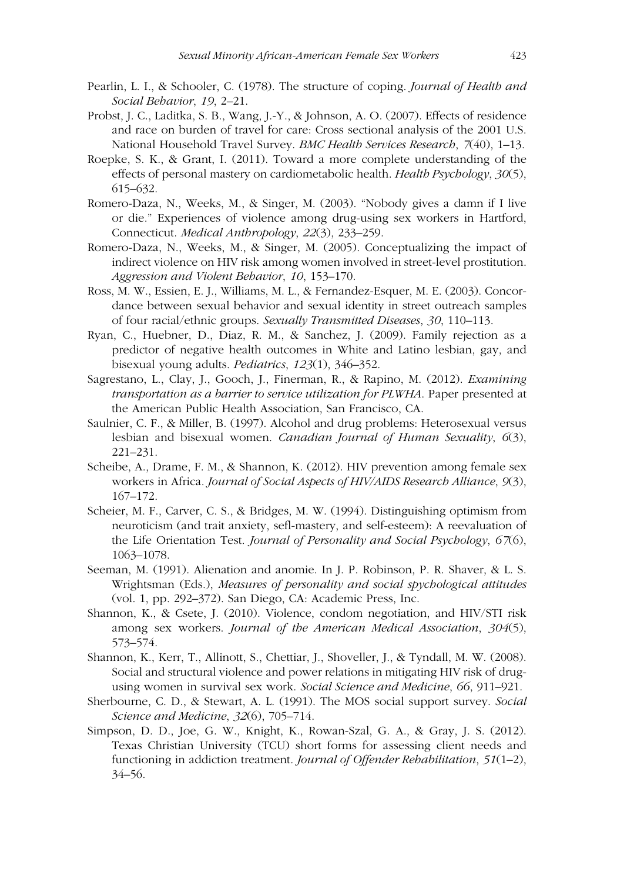Pearlin, L. I., & Schooler, C. (1978). The structure of coping. *Journal of Health and Social Behavior*, *19*, 2–21.

Probst, J. C., Laditka, S. B., Wang, J.-Y., & Johnson, A. O. (2007). Effects of residence and race on burden of travel for care: Cross sectional analysis of the 2001 U.S. National Household Travel Survey. *BMC Health Services Research*, *7*(40), 1–13.

Roepke, S. K., & Grant, I. (2011). Toward a more complete understanding of the effects of personal mastery on cardiometabolic health. *Health Psychology*, *30*(5), 615–632.

Romero-Daza, N., Weeks, M., & Singer, M. (2003). "Nobody gives a damn if I live or die." Experiences of violence among drug-using sex workers in Hartford, Connecticut. *Medical Anthropology*, *22*(3), 233–259.

Romero-Daza, N., Weeks, M., & Singer, M. (2005). Conceptualizing the impact of indirect violence on HIV risk among women involved in street-level prostitution. *Aggression and Violent Behavior*, *10*, 153–170.

Ross, M. W., Essien, E. J., Williams, M. L., & Fernandez-Esquer, M. E. (2003). Concordance between sexual behavior and sexual identity in street outreach samples of four racial/ethnic groups. *Sexually Transmitted Diseases*, *30*, 110–113.

Ryan, C., Huebner, D., Diaz, R. M., & Sanchez, J. (2009). Family rejection as a predictor of negative health outcomes in White and Latino lesbian, gay, and bisexual young adults. *Pediatrics*, *123*(1), 346–352.

Sagrestano, L., Clay, J., Gooch, J., Finerman, R., & Rapino, M. (2012). *Examining transportation as a barrier to service utilization for PLWHA*. Paper presented at the American Public Health Association, San Francisco, CA.

Saulnier, C. F., & Miller, B. (1997). Alcohol and drug problems: Heterosexual versus lesbian and bisexual women. *Canadian Journal of Human Sexuality*, *6*(3), 221–231.

Scheibe, A., Drame, F. M., & Shannon, K. (2012). HIV prevention among female sex workers in Africa. *Journal of Social Aspects of HIV/AIDS Research Alliance*, *9*(3), 167–172.

Scheier, M. F., Carver, C. S., & Bridges, M. W. (1994). Distinguishing optimism from neuroticism (and trait anxiety, sefl-mastery, and self-esteem): A reevaluation of the Life Orientation Test. *Journal of Personality and Social Psychology*, *67*(6), 1063–1078.

Seeman, M. (1991). Alienation and anomie. In J. P. Robinson, P. R. Shaver, & L. S. Wrightsman (Eds.), *Measures of personality and social spychological attitudes* (vol. 1, pp. 292–372). San Diego, CA: Academic Press, Inc.

Shannon, K., & Csete, J. (2010). Violence, condom negotiation, and HIV/STI risk among sex workers. *Journal of the American Medical Association*, *304*(5), 573–574.

Shannon, K., Kerr, T., Allinott, S., Chettiar, J., Shoveller, J., & Tyndall, M. W. (2008). Social and structural violence and power relations in mitigating HIV risk of drug-using women in survival sex work. *Social Science and Medicine*, *66*, 911–921.

Sherbourne, C. D., & Stewart, A. L. (1991). The MOS social support survey. *Social Science and Medicine*, *32*(6), 705–714.

Simpson, D. D., Joe, G. W., Knight, K., Rowan-Szal, G. A., & Gray, J. S. (2012). Texas Christian University (TCU) short forms for assessing client needs and functioning in addiction treatment. *Journal of Offender Rehabilitation*, *51*(1–2), 34–56.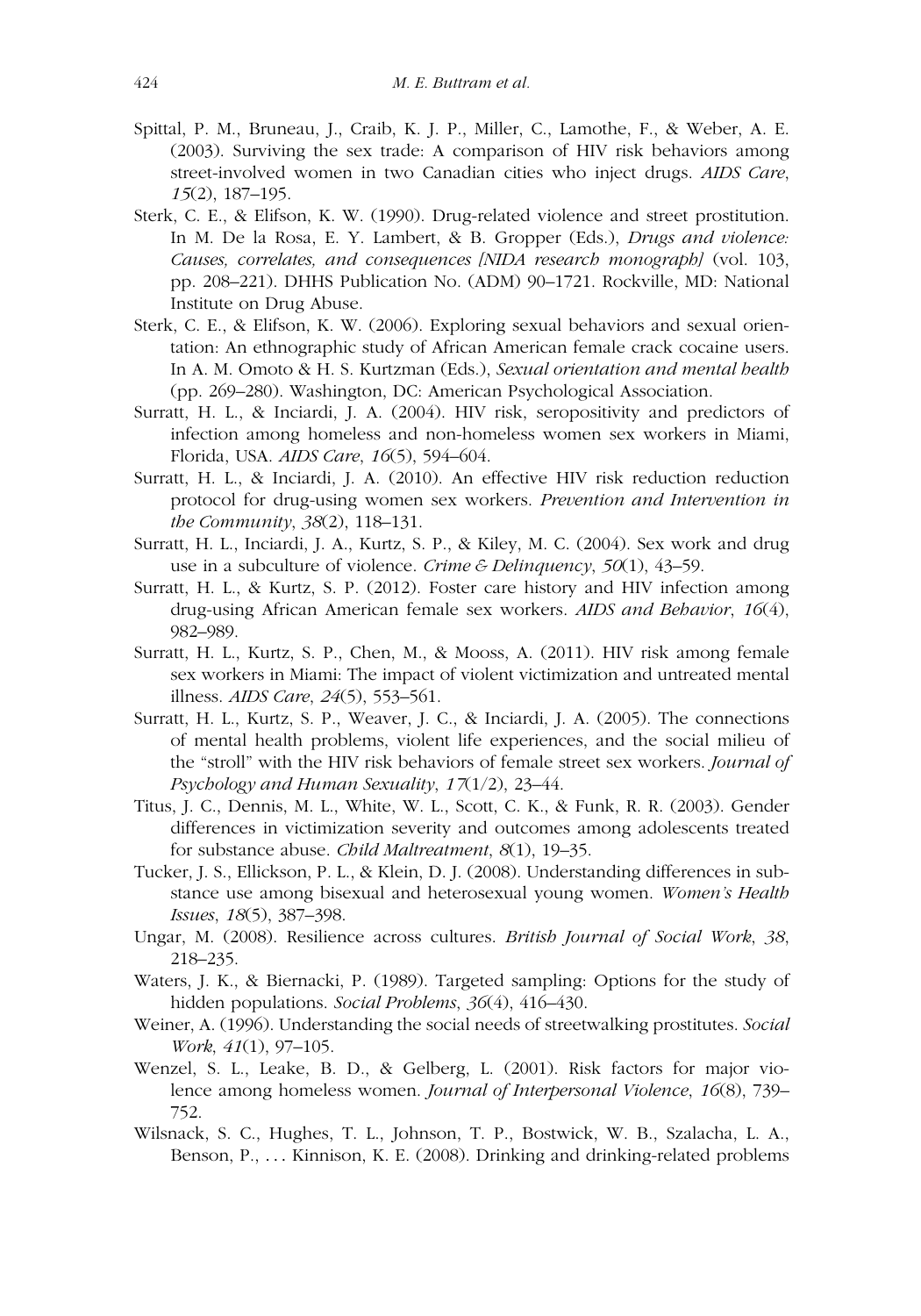Spittal, P. M., Bruneau, J., Craib, K. J. P., Miller, C., Lamothe, F., & Weber, A. E. (2003). Surviving the sex trade: A comparison of HIV risk behaviors among street-involved women in two Canadian cities who inject drugs. *AIDS Care*, *15*(2), 187–195.

Sterk, C. E., & Elifson, K. W. (1990). Drug-related violence and street prostitution. In M. De la Rosa, E. Y. Lambert, & B. Gropper (Eds.), *Drugs and violence: Causes, correlates, and consequences [NIDA research monograph]* (vol. 103, pp. 208–221). DHHS Publication No. (ADM) 90–1721. Rockville, MD: National Institute on Drug Abuse.

Sterk, C. E., & Elifson, K. W. (2006). Exploring sexual behaviors and sexual orientation: An ethnographic study of African American female crack cocaine users. In A. M. Omoto & H. S. Kurtzman (Eds.), *Sexual orientation and mental health* (pp. 269–280). Washington, DC: American Psychological Association.

Surratt, H. L., & Inciardi, J. A. (2004). HIV risk, seropositivity and predictors of infection among homeless and non-homeless women sex workers in Miami, Florida, USA. *AIDS Care*, *16*(5), 594–604.

Surratt, H. L., & Inciardi, J. A. (2010). An effective HIV risk reduction reduction protocol for drug-using women sex workers. *Prevention and Intervention in the Community*, *38*(2), 118–131.

Surratt, H. L., Inciardi, J. A., Kurtz, S. P., & Kiley, M. C. (2004). Sex work and drug use in a subculture of violence. *Crime & Delinquency*, *50*(1), 43–59.

Surratt, H. L., & Kurtz, S. P. (2012). Foster care history and HIV infection among drug-using African American female sex workers. *AIDS and Behavior*, *16*(4), 982–989.

Surratt, H. L., Kurtz, S. P., Chen, M., & Mooss, A. (2011). HIV risk among female sex workers in Miami: The impact of violent victimization and untreated mental illness. *AIDS Care*, *24*(5), 553–561.

Surratt, H. L., Kurtz, S. P., Weaver, J. C., & Inciardi, J. A. (2005). The connections of mental health problems, violent life experiences, and the social milieu of the "stroll" with the HIV risk behaviors of female street sex workers. *Journal of Psychology and Human Sexuality*, *17*(1/2), 23–44.

Titus, J. C., Dennis, M. L., White, W. L., Scott, C. K., & Funk, R. R. (2003). Gender differences in victimization severity and outcomes among adolescents treated for substance abuse. *Child Maltreatment*, *8*(1), 19–35.

Tucker, J. S., Ellickson, P. L., & Klein, D. J. (2008). Understanding differences in substance use among bisexual and heterosexual young women. *Women's Health Issues*, *18*(5), 387–398.

Ungar, M. (2008). Resilience across cultures. *British Journal of Social Work*, *38*, 218–235.

Waters, J. K., & Biernacki, P. (1989). Targeted sampling: Options for the study of hidden populations. *Social Problems*, *36*(4), 416–430.

Weiner, A. (1996). Understanding the social needs of streetwalking prostitutes. *Social Work*, *41*(1), 97–105.

Wenzel, S. L., Leake, B. D., & Gelberg, L. (2001). Risk factors for major violence among homeless women. *Journal of Interpersonal Violence*, *16*(8), 739–752.

Wilsnack, S. C., Hughes, T. L., Johnson, T. P., Bostwick, W. B., Szalacha, L. A., Benson, P., … Kinnison, K. E. (2008). Drinking and drinking-related problems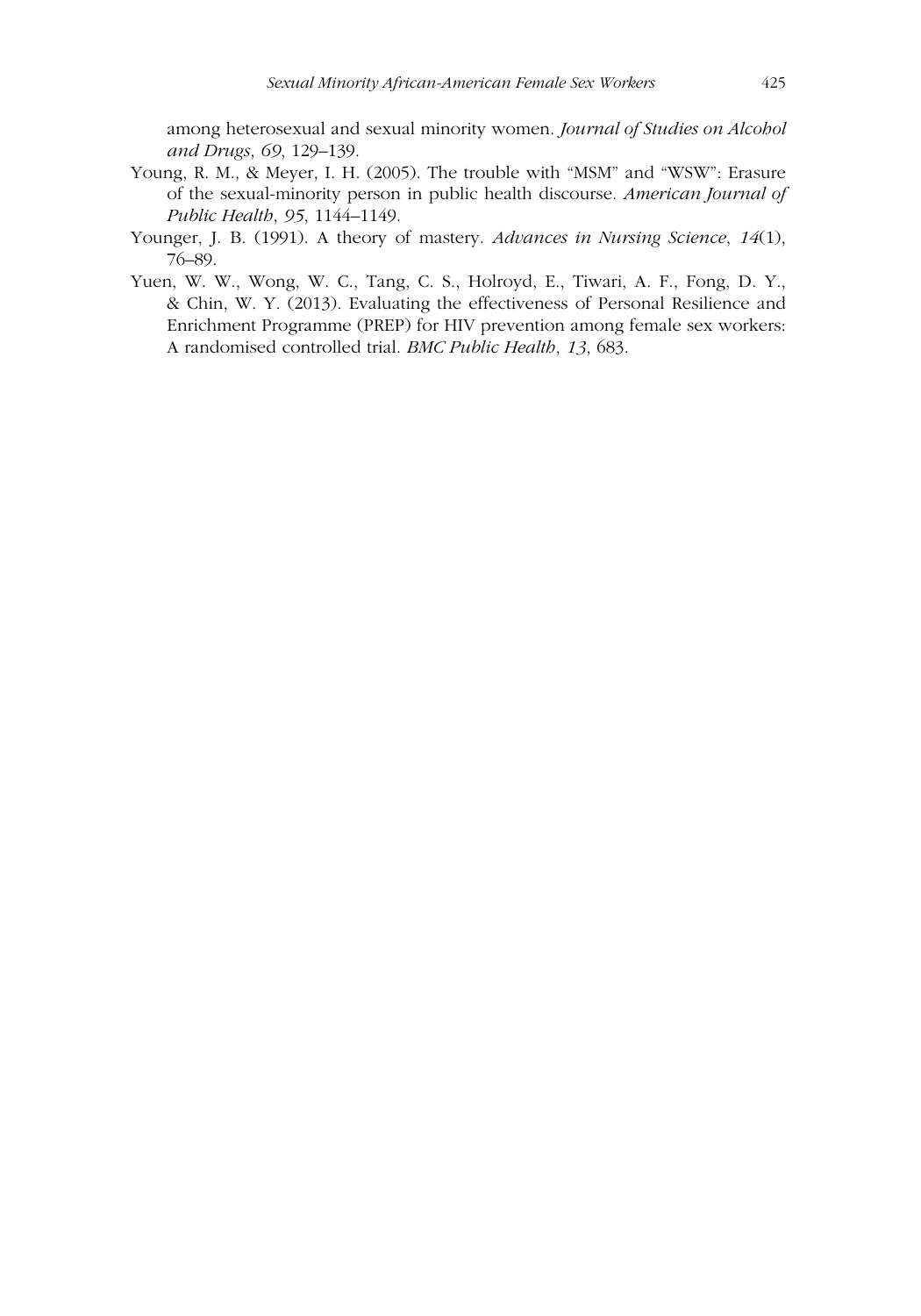among heterosexual and sexual minority women. *Journal of Studies on Alcohol and Drugs*, *69*, 129–139.

Young, R. M., & Meyer, I. H. (2005). The trouble with "MSM" and "WSW": Erasure of the sexual-minority person in public health discourse. *American Journal of Public Health*, *95*, 1144–1149.

Younger, J. B. (1991). A theory of mastery. *Advances in Nursing Science*, *14*(1), 76–89.

Yuen, W. W., Wong, W. C., Tang, C. S., Holroyd, E., Tiwari, A. F., Fong, D. Y., & Chin, W. Y. (2013). Evaluating the effectiveness of Personal Resilience and Enrichment Programme (PREP) for HIV prevention among female sex workers: A randomised controlled trial. *BMC Public Health*, *13*, 683.